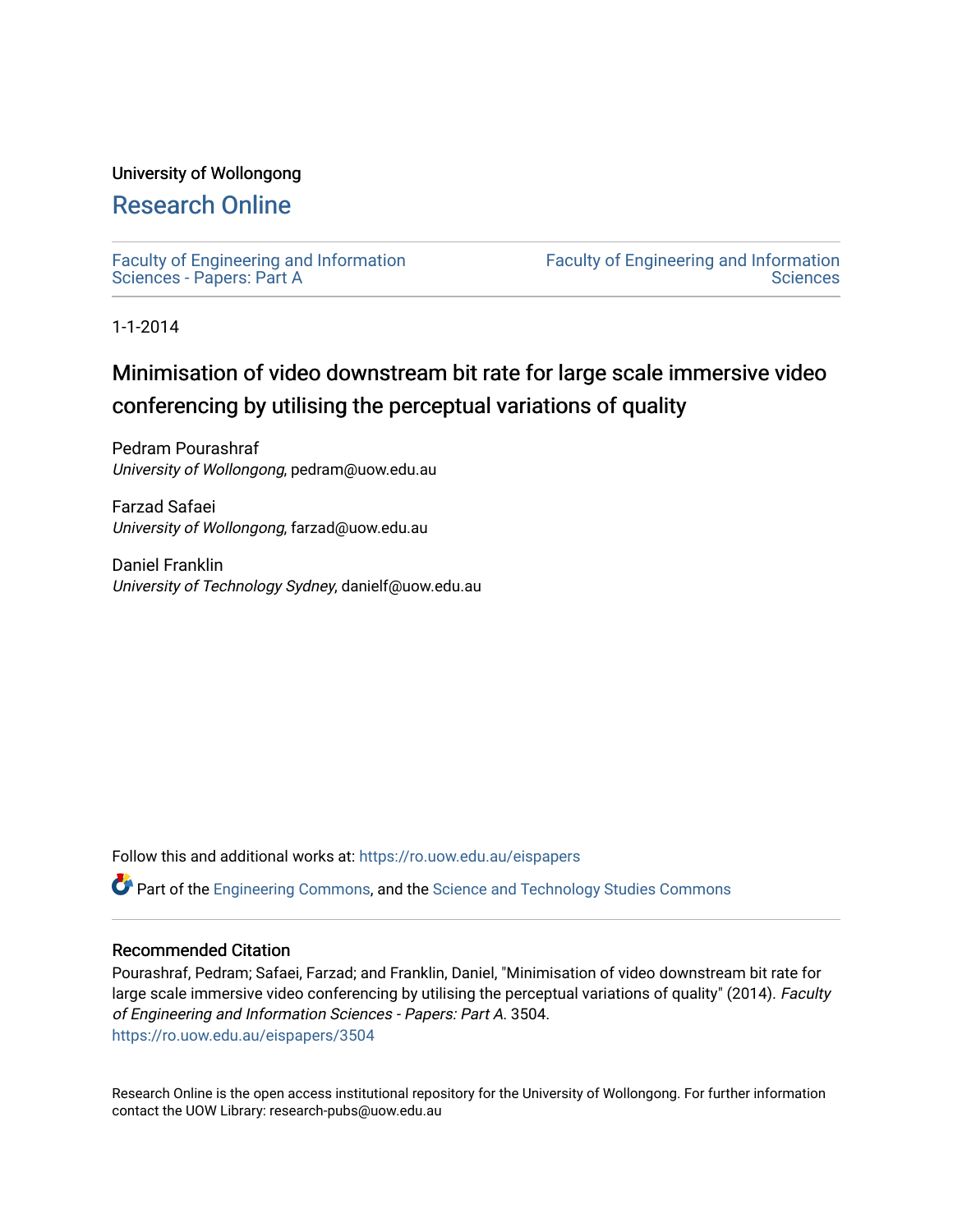University of Wollongong

# Research Online

Faculty of Engineering and Information Sciences - Papers: Part A

Faculty of Engineering and Information Sciences

1-1-2014

# Minimisation of video downstream bit rate for large scale immersive video conferencing by utilising the perceptual variations of quality

Pedram Pourashraf
*University of Wollongong*, pedram@uow.edu.au

Farzad Safaei
*University of Wollongong*, farzad@uow.edu.au

Daniel Franklin
*University of Technology Sydney*, danielf@uow.edu.au

Follow this and additional works at: https://ro.uow.edu.au/eispapers

Part of the Engineering Commons, and the Science and Technology Studies Commons

## Recommended Citation

Pourashraf, Pedram; Safaei, Farzad; and Franklin, Daniel, "Minimisation of video downstream bit rate for large scale immersive video conferencing by utilising the perceptual variations of quality" (2014). *Faculty of Engineering and Information Sciences - Papers: Part A*. 3504.
https://ro.uow.edu.au/eispapers/3504

Research Online is the open access institutional repository for the University of Wollongong. For further information contact the UOW Library: research-pubs@uow.edu.au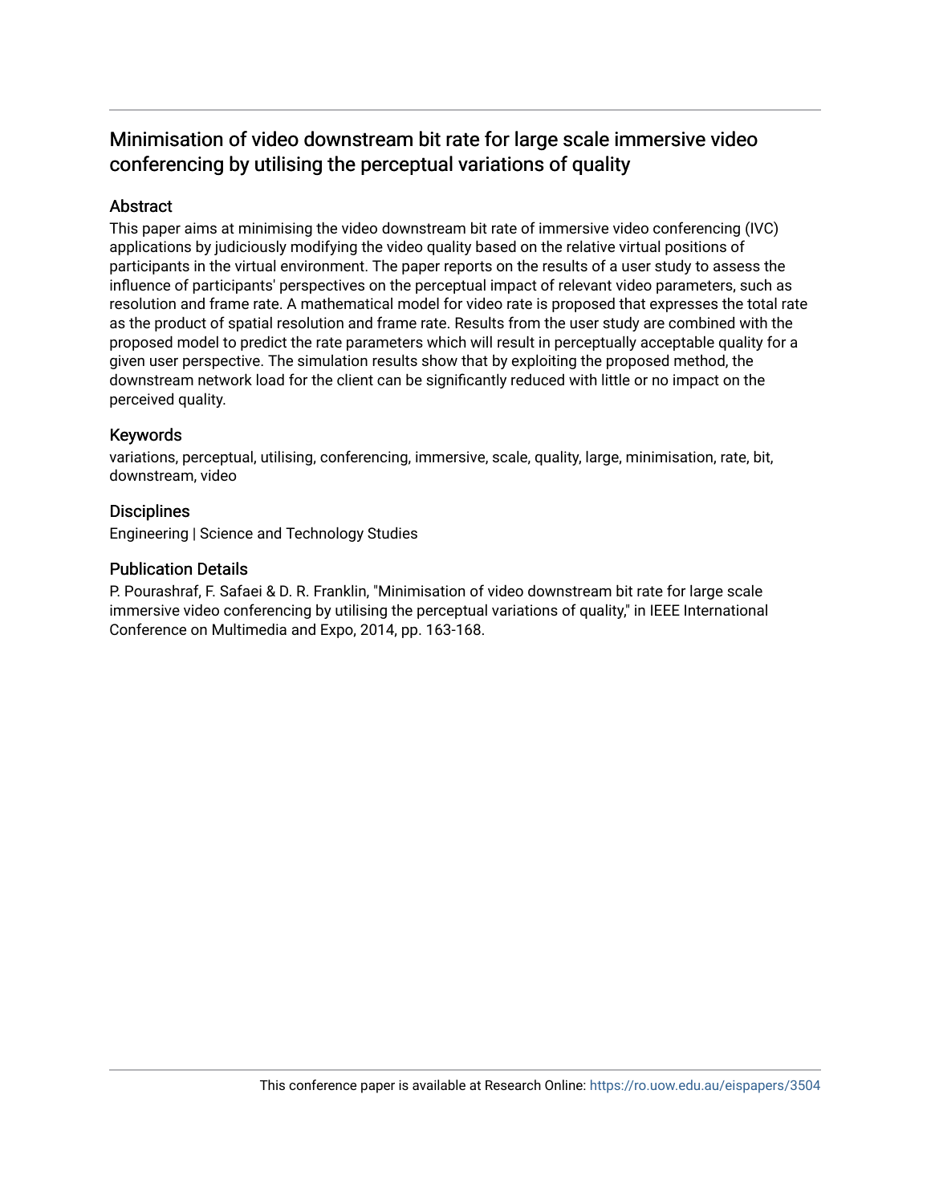# Minimisation of video downstream bit rate for large scale immersive video conferencing by utilising the perceptual variations of quality

## Abstract

This paper aims at minimising the video downstream bit rate of immersive video conferencing (IVC) applications by judiciously modifying the video quality based on the relative virtual positions of participants in the virtual environment. The paper reports on the results of a user study to assess the influence of participants' perspectives on the perceptual impact of relevant video parameters, such as resolution and frame rate. A mathematical model for video rate is proposed that expresses the total rate as the product of spatial resolution and frame rate. Results from the user study are combined with the proposed model to predict the rate parameters which will result in perceptually acceptable quality for a given user perspective. The simulation results show that by exploiting the proposed method, the downstream network load for the client can be significantly reduced with little or no impact on the perceived quality.

## Keywords

variations, perceptual, utilising, conferencing, immersive, scale, quality, large, minimisation, rate, bit, downstream, video

## Disciplines

Engineering | Science and Technology Studies

## Publication Details

P. Pourashraf, F. Safaei & D. R. Franklin, "Minimisation of video downstream bit rate for large scale immersive video conferencing by utilising the perceptual variations of quality," in IEEE International Conference on Multimedia and Expo, 2014, pp. 163-168.

This conference paper is available at Research Online: https://ro.uow.edu.au/eispapers/3504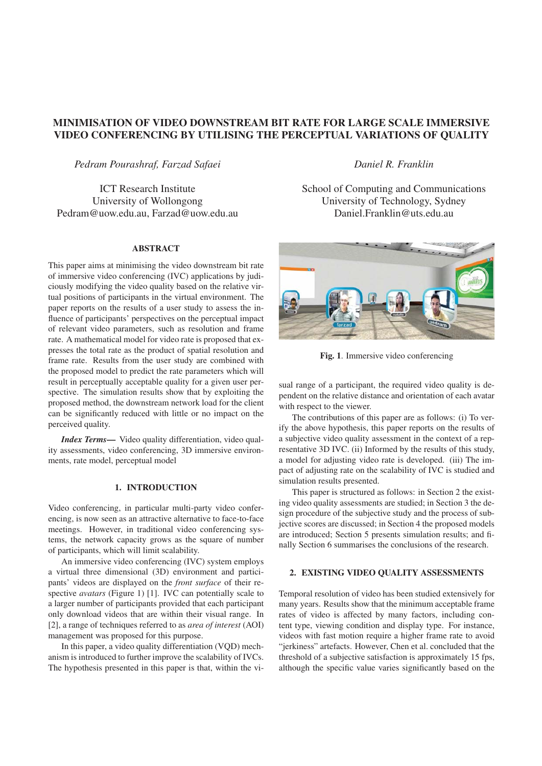# MINIMISATION OF VIDEO DOWNSTREAM BIT RATE FOR LARGE SCALE IMMERSIVE VIDEO CONFERENCING BY UTILISING THE PERCEPTUAL VARIATIONS OF QUALITY

*Pedram Pourashraf, Farzad Safaei*

ICT Research Institute
University of Wollongong
Pedram@uow.edu.au, Farzad@uow.edu.au

*Daniel R. Franklin*

School of Computing and Communications
University of Technology, Sydney
Daniel.Franklin@uts.edu.au

## ABSTRACT

This paper aims at minimising the video downstream bit rate of immersive video conferencing (IVC) applications by judiciously modifying the video quality based on the relative virtual positions of participants in the virtual environment. The paper reports on the results of a user study to assess the influence of participants' perspectives on the perceptual impact of relevant video parameters, such as resolution and frame rate. A mathematical model for video rate is proposed that expresses the total rate as the product of spatial resolution and frame rate. Results from the user study are combined with the proposed model to predict the rate parameters which will result in perceptually acceptable quality for a given user perspective. The simulation results show that by exploiting the proposed method, the downstream network load for the client can be significantly reduced with little or no impact on the perceived quality.

***Index Terms*—** Video quality differentiation, video quality assessments, video conferencing, 3D immersive environments, rate model, perceptual model

## 1. INTRODUCTION

Video conferencing, in particular multi-party video conferencing, is now seen as an attractive alternative to face-to-face meetings. However, in traditional video conferencing systems, the network capacity grows as the square of number of participants, which will limit scalability.

An immersive video conferencing (IVC) system employs a virtual three dimensional (3D) environment and participants' videos are displayed on the *front surface* of their respective *avatars* (Figure 1) [1]. IVC can potentially scale to a larger number of participants provided that each participant only download videos that are within their visual range. In [2], a range of techniques referred to as *area of interest* (AOI) management was proposed for this purpose.

In this paper, a video quality differentiation (VQD) mechanism is introduced to further improve the scalability of IVCs. The hypothesis presented in this paper is that, within the visual range of a participant, the required video quality is dependent on the relative distance and orientation of each avatar with respect to the viewer.

**Fig. 1**. Immersive video conferencing

The contributions of this paper are as follows: (i) To verify the above hypothesis, this paper reports on the results of a subjective video quality assessment in the context of a representative 3D IVC. (ii) Informed by the results of this study, a model for adjusting video rate is developed. (iii) The impact of adjusting rate on the scalability of IVC is studied and simulation results presented.

This paper is structured as follows: in Section 2 the existing video quality assessments are studied; in Section 3 the design procedure of the subjective study and the process of subjective scores are discussed; in Section 4 the proposed models are introduced; Section 5 presents simulation results; and finally Section 6 summarises the conclusions of the research.

## 2. EXISTING VIDEO QUALITY ASSESSMENTS

Temporal resolution of video has been studied extensively for many years. Results show that the minimum acceptable frame rates of video is affected by many factors, including content type, viewing condition and display type. For instance, videos with fast motion require a higher frame rate to avoid "jerkiness" artefacts. However, Chen et al. concluded that the threshold of a subjective satisfaction is approximately 15 fps, although the specific value varies significantly based on the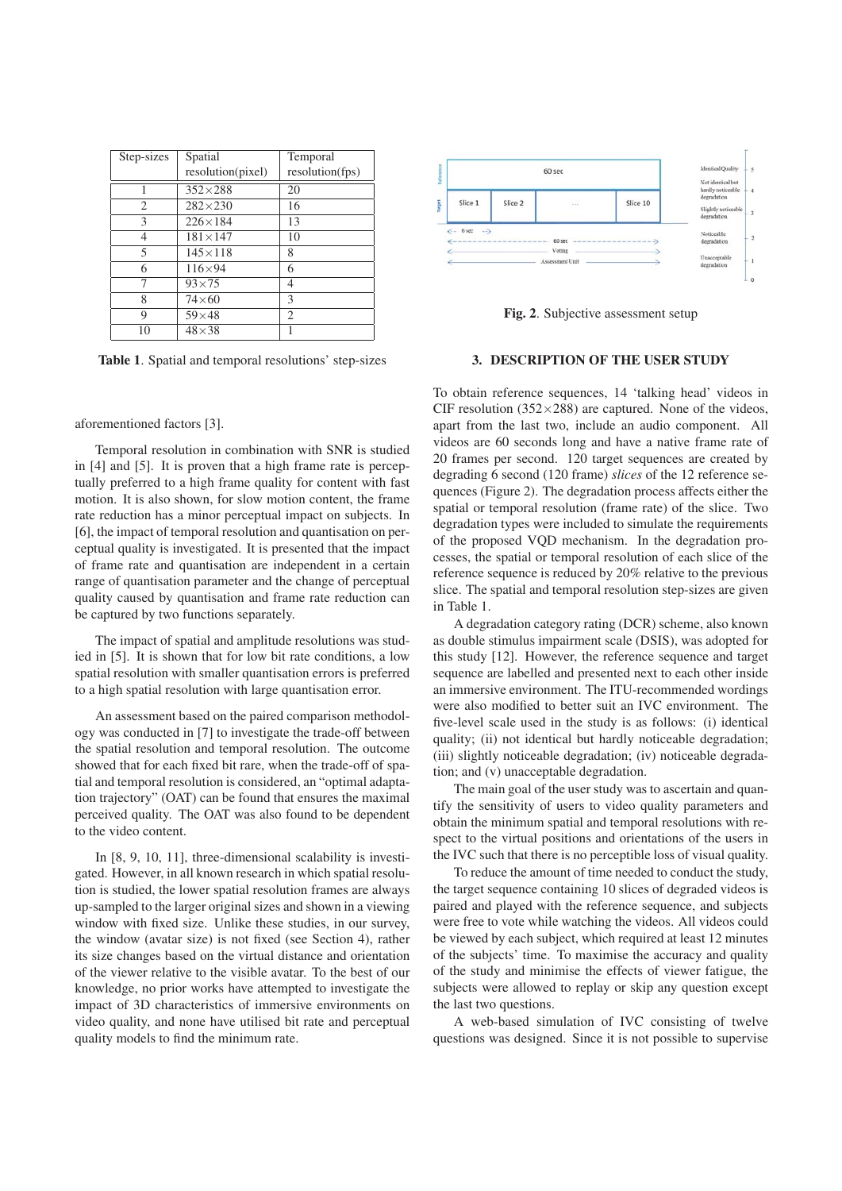| Step-sizes | Spatial resolution(pixel) | Temporal resolution(fps) |
|---|---|---|
| 1 | 352×288 | 20 |
| 2 | 282×230 | 16 |
| 3 | 226×184 | 13 |
| 4 | 181×147 | 10 |
| 5 | 145×118 | 8 |
| 6 | 116×94 | 6 |
| 7 | 93×75 | 4 |
| 8 | 74×60 | 3 |
| 9 | 59×48 | 2 |
| 10 | 48×38 | 1 |

**Table 1**. Spatial and temporal resolutions' step-sizes

aforementioned factors [3].

Temporal resolution in combination with SNR is studied in [4] and [5]. It is proven that a high frame rate is perceptually preferred to a high frame quality for content with fast motion. It is also shown, for slow motion content, the frame rate reduction has a minor perceptual impact on subjects. In [6], the impact of temporal resolution and quantisation on perceptual quality is investigated. It is presented that the impact of frame rate and quantisation are independent in a certain range of quantisation parameter and the change of perceptual quality caused by quantisation and frame rate reduction can be captured by two functions separately.

The impact of spatial and amplitude resolutions was studied in [5]. It is shown that for low bit rate conditions, a low spatial resolution with smaller quantisation errors is preferred to a high spatial resolution with large quantisation error.

An assessment based on the paired comparison methodology was conducted in [7] to investigate the trade-off between the spatial resolution and temporal resolution. The outcome showed that for each fixed bit rare, when the trade-off of spatial and temporal resolution is considered, an "optimal adaptation trajectory" (OAT) can be found that ensures the maximal perceived quality. The OAT was also found to be dependent to the video content.

In [8, 9, 10, 11], three-dimensional scalability is investigated. However, in all known research in which spatial resolution is studied, the lower spatial resolution frames are always up-sampled to the larger original sizes and shown in a viewing window with fixed size. Unlike these studies, in our survey, the window (avatar size) is not fixed (see Section 4), rather its size changes based on the virtual distance and orientation of the viewer relative to the visible avatar. To the best of our knowledge, no prior works have attempted to investigate the impact of 3D characteristics of immersive environments on video quality, and none have utilised bit rate and perceptual quality models to find the minimum rate.

**Fig. 2**. Subjective assessment setup

## 3. DESCRIPTION OF THE USER STUDY

To obtain reference sequences, 14 'talking head' videos in CIF resolution (352×288) are captured. None of the videos, apart from the last two, include an audio component. All videos are 60 seconds long and have a native frame rate of 20 frames per second. 120 target sequences are created by degrading 6 second (120 frame) *slices* of the 12 reference sequences (Figure 2). The degradation process affects either the spatial or temporal resolution (frame rate) of the slice. Two degradation types were included to simulate the requirements of the proposed VQD mechanism. In the degradation processes, the spatial or temporal resolution of each slice of the reference sequence is reduced by 20% relative to the previous slice. The spatial and temporal resolution step-sizes are given in Table 1.

A degradation category rating (DCR) scheme, also known as double stimulus impairment scale (DSIS), was adopted for this study [12]. However, the reference sequence and target sequence are labelled and presented next to each other inside an immersive environment. The ITU-recommended wordings were also modified to better suit an IVC environment. The five-level scale used in the study is as follows: (i) identical quality; (ii) not identical but hardly noticeable degradation; (iii) slightly noticeable degradation; (iv) noticeable degradation; and (v) unacceptable degradation.

The main goal of the user study was to ascertain and quantify the sensitivity of users to video quality parameters and obtain the minimum spatial and temporal resolutions with respect to the virtual positions and orientations of the users in the IVC such that there is no perceptible loss of visual quality.

To reduce the amount of time needed to conduct the study, the target sequence containing 10 slices of degraded videos is paired and played with the reference sequence, and subjects were free to vote while watching the videos. All videos could be viewed by each subject, which required at least 12 minutes of the subjects' time. To maximise the accuracy and quality of the study and minimise the effects of viewer fatigue, the subjects were allowed to replay or skip any question except the last two questions.

A web-based simulation of IVC consisting of twelve questions was designed. Since it is not possible to supervise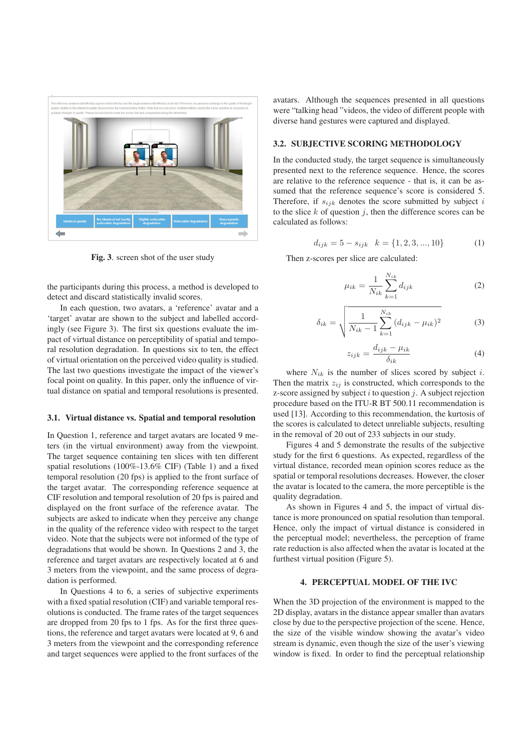**Fig. 3**. screen shot of the user study

the participants during this process, a method is developed to detect and discard statistically invalid scores.

In each question, two avatars, a 'reference' avatar and a 'target' avatar are shown to the subject and labelled accordingly (see Figure 3). The first six questions evaluate the impact of virtual distance on perceptibility of spatial and temporal resolution degradation. In questions six to ten, the effect of virtual orientation on the perceived video quality is studied. The last two questions investigate the impact of the viewer's focal point on quality. In this paper, only the influence of virtual distance on spatial and temporal resolutions is presented.

### 3.1. Virtual distance vs. Spatial and temporal resolution

In Question 1, reference and target avatars are located 9 meters (in the virtual environment) away from the viewpoint. The target sequence containing ten slices with ten different spatial resolutions (100%-13.6% CIF) (Table 1) and a fixed temporal resolution (20 fps) is applied to the front surface of the target avatar. The corresponding reference sequence at CIF resolution and temporal resolution of 20 fps is paired and displayed on the front surface of the reference avatar. The subjects are asked to indicate when they perceive any change in the quality of the reference video with respect to the target video. Note that the subjects were not informed of the type of degradations that would be shown. In Questions 2 and 3, the reference and target avatars are respectively located at 6 and 3 meters from the viewpoint, and the same process of degradation is performed.

In Questions 4 to 6, a series of subjective experiments with a fixed spatial resolution (CIF) and variable temporal resolutions is conducted. The frame rates of the target sequences are dropped from 20 fps to 1 fps. As for the first three questions, the reference and target avatars were located at 9, 6 and 3 meters from the viewpoint and the corresponding reference and target sequences were applied to the front surfaces of the avatars. Although the sequences presented in all questions were "talking head "videos, the video of different people with diverse hand gestures were captured and displayed.

### 3.2. SUBJECTIVE SCORING METHODOLOGY

In the conducted study, the target sequence is simultaneously presented next to the reference sequence. Hence, the scores are relative to the reference sequence - that is, it can be assumed that the reference sequence's score is considered 5. Therefore, if $s_{ijk}$ denotes the score submitted by subject $i$ to the slice $k$ of question $j$, then the difference scores can be calculated as follows:

$$d_{ijk} = 5 - s_{ijk} \quad k = \{1, 2, 3, ..., 10\} \tag{1}$$

Then z-scores per slice are calculated:

$$\mu_{ik} = \frac{1}{N_{ik}} \sum_{k=1}^{N_{ik}} d_{ijk} \tag{2}$$

$$\delta_{ik} = \sqrt{\frac{1}{N_{ik} - 1} \sum_{k=1}^{N_{ik}} (d_{ijk} - \mu_{ik})^2} \tag{3}$$

$$z_{ijk} = \frac{d_{ijk} - \mu_{ik}}{\delta_{ik}} \tag{4}$$

where $N_{ik}$ is the number of slices scored by subject $i$. Then the matrix $z_{ij}$ is constructed, which corresponds to the z-score assigned by subject $i$ to question $j$. A subject rejection procedure based on the ITU-R BT 500.11 recommendation is used [13]. According to this recommendation, the kurtosis of the scores is calculated to detect unreliable subjects, resulting in the removal of 20 out of 233 subjects in our study.

Figures 4 and 5 demonstrate the results of the subjective study for the first 6 questions. As expected, regardless of the virtual distance, recorded mean opinion scores reduce as the spatial or temporal resolutions decreases. However, the closer the avatar is located to the camera, the more perceptible is the quality degradation.

As shown in Figures 4 and 5, the impact of virtual distance is more pronounced on spatial resolution than temporal. Hence, only the impact of virtual distance is considered in the perceptual model; nevertheless, the perception of frame rate reduction is also affected when the avatar is located at the furthest virtual position (Figure 5).

## 4. PERCEPTUAL MODEL OF THE IVC

When the 3D projection of the environment is mapped to the 2D display, avatars in the distance appear smaller than avatars close by due to the perspective projection of the scene. Hence, the size of the visible window showing the avatar's video stream is dynamic, even though the size of the user's viewing window is fixed. In order to find the perceptual relationship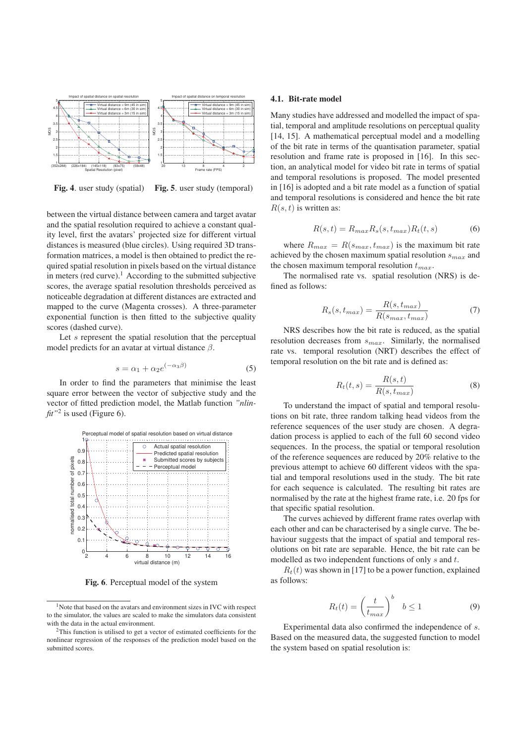**Fig. 4**. user study (spatial) **Fig. 5**. user study (temporal)

between the virtual distance between camera and target avatar and the spatial resolution required to achieve a constant quality level, first the avatars' projected size for different virtual distances is measured (blue circles). Using required 3D transformation matrices, a model is then obtained to predict the required spatial resolution in pixels based on the virtual distance in meters (red curve).[1] According to the submitted subjective scores, the average spatial resolution thresholds perceived as noticeable degradation at different distances are extracted and mapped to the curve (Magenta crosses). A three-parameter exponential function is then fitted to the subjective quality scores (dashed curve).

Let $s$ represent the spatial resolution that the perceptual model predicts for an avatar at virtual distance $\beta$.

$$s = \alpha_1 + \alpha_2 e^{(-\alpha_3 \beta)} \tag{5}$$

In order to find the parameters that minimise the least square error between the vector of subjective study and the vector of fitted prediction model, the Matlab function *"nlinfit"*[2] is used (Figure 6).

**Fig. 6**. Perceptual model of the system

[1]Note that based on the avatars and environment sizes in IVC with respect to the simulator, the values are scaled to make the simulators data consistent with the data in the actual environment.

[2]This function is utilised to get a vector of estimated coefficients for the nonlinear regression of the responses of the prediction model based on the submitted scores.

### 4.1. Bit-rate model

Many studies have addressed and modelled the impact of spatial, temporal and amplitude resolutions on perceptual quality [14, 15]. A mathematical perceptual model and a modelling of the bit rate in terms of the quantisation parameter, spatial resolution and frame rate is proposed in [16]. In this section, an analytical model for video bit rate in terms of spatial and temporal resolutions is proposed. The model presented in [16] is adopted and a bit rate model as a function of spatial and temporal resolutions is considered and hence the bit rate $R(s,t)$ is written as:

$$R(s,t) = R_{max} R_s(s, t_{max}) R_t(t, s) \tag{6}$$

where $R_{max} = R(s_{max}, t_{max})$ is the maximum bit rate achieved by the chosen maximum spatial resolution $s_{max}$ and the chosen maximum temporal resolution $t_{max}$.

The normalised rate vs. spatial resolution (NRS) is defined as follows:

$$R_s(s, t_{max}) = \frac{R(s, t_{max})}{R(s_{max}, t_{max})} \tag{7}$$

NRS describes how the bit rate is reduced, as the spatial resolution decreases from $s_{max}$. Similarly, the normalised rate vs. temporal resolution (NRT) describes the effect of temporal resolution on the bit rate and is defined as:

$$R_t(t, s) = \frac{R(s, t)}{R(s, t_{max})} \tag{8}$$

To understand the impact of spatial and temporal resolutions on bit rate, three random talking head videos from the reference sequences of the user study are chosen. A degradation process is applied to each of the full 60 second video sequences. In the process, the spatial or temporal resolution of the reference sequences are reduced by 20% relative to the previous attempt to achieve 60 different videos with the spatial and temporal resolutions used in the study. The bit rate for each sequence is calculated. The resulting bit rates are normalised by the rate at the highest frame rate, i.e. 20 fps for that specific spatial resolution.

The curves achieved by different frame rates overlap with each other and can be characterised by a single curve. The behaviour suggests that the impact of spatial and temporal resolutions on bit rate are separable. Hence, the bit rate can be modelled as two independent functions of only $s$ and $t$.

$R_t(t)$ was shown in [17] to be a power function, explained as follows:

$$R_t(t) = \left(\frac{t}{t_{max}}\right)^b \quad b \leq 1 \tag{9}$$

Experimental data also confirmed the independence of $s$. Based on the measured data, the suggested function to model the system based on spatial resolution is: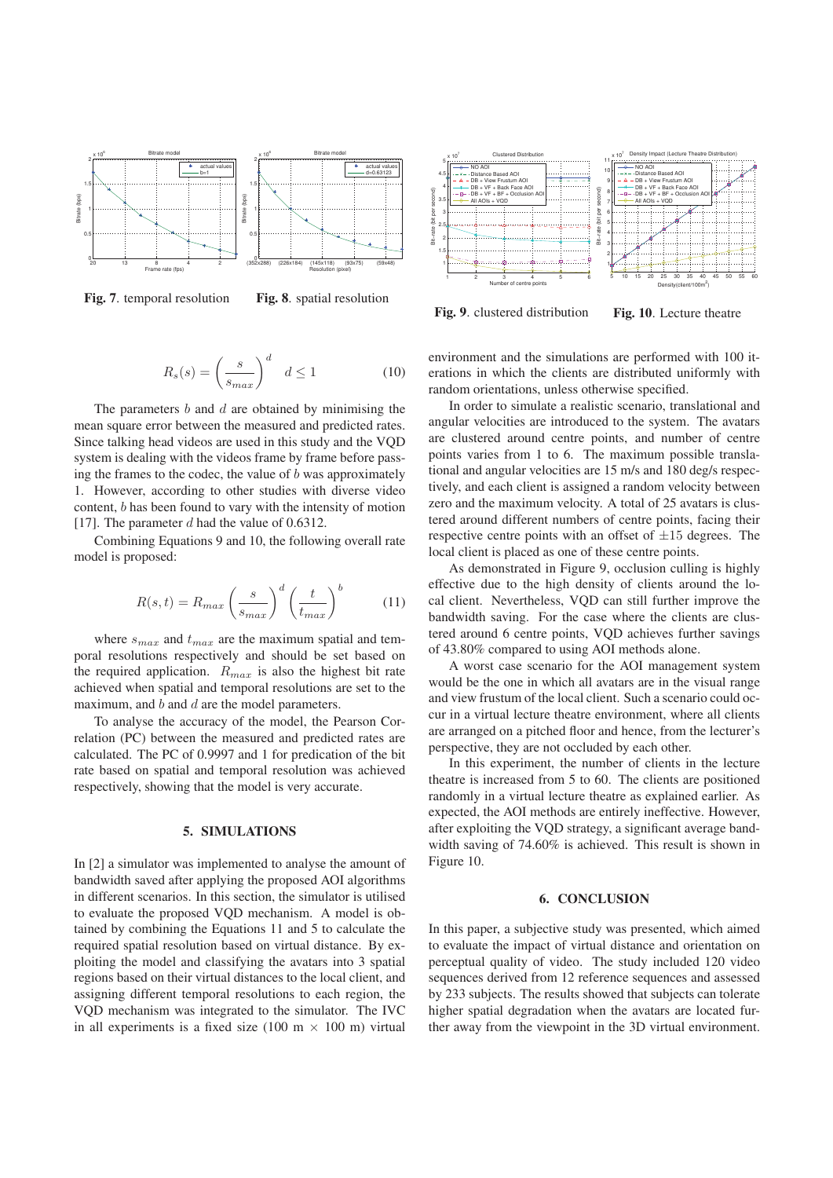**Fig. 7**. temporal resolution

**Fig. 8**. spatial resolution

**Fig. 9**. clustered distribution

**Fig. 10**. Lecture theatre

$$R_s(s) = \left(\frac{s}{s_{max}}\right)^d \quad d \leq 1 \tag{10}$$

The parameters $b$ and $d$ are obtained by minimising the mean square error between the measured and predicted rates. Since talking head videos are used in this study and the VQD system is dealing with the videos frame by frame before passing the frames to the codec, the value of $b$ was approximately 1. However, according to other studies with diverse video content, $b$ has been found to vary with the intensity of motion [17]. The parameter $d$ had the value of 0.6312.

Combining Equations 9 and 10, the following overall rate model is proposed:

$$R(s,t) = R_{max}\left(\frac{s}{s_{max}}\right)^d \left(\frac{t}{t_{max}}\right)^b \tag{11}$$

where $s_{max}$ and $t_{max}$ are the maximum spatial and temporal resolutions respectively and should be set based on the required application. $R_{max}$ is also the highest bit rate achieved when spatial and temporal resolutions are set to the maximum, and $b$ and $d$ are the model parameters.

To analyse the accuracy of the model, the Pearson Correlation (PC) between the measured and predicted rates are calculated. The PC of 0.9997 and 1 for predication of the bit rate based on spatial and temporal resolution was achieved respectively, showing that the model is very accurate.

## 5. SIMULATIONS

In [2] a simulator was implemented to analyse the amount of bandwidth saved after applying the proposed AOI algorithms in different scenarios. In this section, the simulator is utilised to evaluate the proposed VQD mechanism. A model is obtained by combining the Equations 11 and 5 to calculate the required spatial resolution based on virtual distance. By exploiting the model and classifying the avatars into 3 spatial regions based on their virtual distances to the local client, and assigning different temporal resolutions to each region, the VQD mechanism was integrated to the simulator. The IVC in all experiments is a fixed size (100 m $\times$ 100 m) virtual environment and the simulations are performed with 100 iterations in which the clients are distributed uniformly with random orientations, unless otherwise specified.

In order to simulate a realistic scenario, translational and angular velocities are introduced to the system. The avatars are clustered around centre points, and number of centre points varies from 1 to 6. The maximum possible translational and angular velocities are 15 m/s and 180 deg/s respectively, and each client is assigned a random velocity between zero and the maximum velocity. A total of 25 avatars is clustered around different numbers of centre points, facing their respective centre points with an offset of $\pm 15$ degrees. The local client is placed as one of these centre points.

As demonstrated in Figure 9, occlusion culling is highly effective due to the high density of clients around the local client. Nevertheless, VQD can still further improve the bandwidth saving. For the case where the clients are clustered around 6 centre points, VQD achieves further savings of 43.80% compared to using AOI methods alone.

A worst case scenario for the AOI management system would be the one in which all avatars are in the visual range and view frustum of the local client. Such a scenario could occur in a virtual lecture theatre environment, where all clients are arranged on a pitched floor and hence, from the lecturer's perspective, they are not occluded by each other.

In this experiment, the number of clients in the lecture theatre is increased from 5 to 60. The clients are positioned randomly in a virtual lecture theatre as explained earlier. As expected, the AOI methods are entirely ineffective. However, after exploiting the VQD strategy, a significant average bandwidth saving of 74.60% is achieved. This result is shown in Figure 10.

## 6. CONCLUSION

In this paper, a subjective study was presented, which aimed to evaluate the impact of virtual distance and orientation on perceptual quality of video. The study included 120 video sequences derived from 12 reference sequences and assessed by 233 subjects. The results showed that subjects can tolerate higher spatial degradation when the avatars are located further away from the viewpoint in the 3D virtual environment.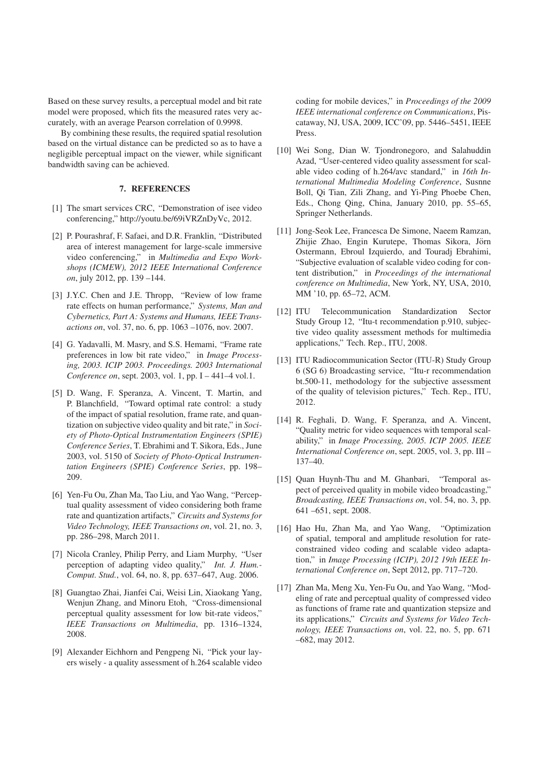Based on these survey results, a perceptual model and bit rate model were proposed, which fits the measured rates very accurately, with an average Pearson correlation of 0.9998.

By combining these results, the required spatial resolution based on the virtual distance can be predicted so as to have a negligible perceptual impact on the viewer, while significant bandwidth saving can be achieved.

## 7. REFERENCES

[1] The smart services CRC, "Demonstration of isee video conferencing," http://youtu.be/69iVRZnDyVc, 2012.

[2] P. Pourashraf, F. Safaei, and D.R. Franklin, "Distributed area of interest management for large-scale immersive video conferencing," in *Multimedia and Expo Workshops (ICMEW), 2012 IEEE International Conference on*, july 2012, pp. 139 –144.

[3] J.Y.C. Chen and J.E. Thropp, "Review of low frame rate effects on human performance," *Systems, Man and Cybernetics, Part A: Systems and Humans, IEEE Transactions on*, vol. 37, no. 6, pp. 1063 –1076, nov. 2007.

[4] G. Yadavalli, M. Masry, and S.S. Hemami, "Frame rate preferences in low bit rate video," in *Image Processing, 2003. ICIP 2003. Proceedings. 2003 International Conference on*, sept. 2003, vol. 1, pp. I – 441–4 vol.1.

[5] D. Wang, F. Speranza, A. Vincent, T. Martin, and P. Blanchfield, "Toward optimal rate control: a study of the impact of spatial resolution, frame rate, and quantization on subjective video quality and bit rate," in *Society of Photo-Optical Instrumentation Engineers (SPIE) Conference Series*, T. Ebrahimi and T. Sikora, Eds., June 2003, vol. 5150 of *Society of Photo-Optical Instrumentation Engineers (SPIE) Conference Series*, pp. 198–209.

[6] Yen-Fu Ou, Zhan Ma, Tao Liu, and Yao Wang, "Perceptual quality assessment of video considering both frame rate and quantization artifacts," *Circuits and Systems for Video Technology, IEEE Transactions on*, vol. 21, no. 3, pp. 286–298, March 2011.

[7] Nicola Cranley, Philip Perry, and Liam Murphy, "User perception of adapting video quality," *Int. J. Hum.-Comput. Stud.*, vol. 64, no. 8, pp. 637–647, Aug. 2006.

[8] Guangtao Zhai, Jianfei Cai, Weisi Lin, Xiaokang Yang, Wenjun Zhang, and Minoru Etoh, "Cross-dimensional perceptual quality assessment for low bit-rate videos," *IEEE Transactions on Multimedia*, pp. 1316–1324, 2008.

[9] Alexander Eichhorn and Pengpeng Ni, "Pick your layers wisely - a quality assessment of h.264 scalable video coding for mobile devices," in *Proceedings of the 2009 IEEE international conference on Communications*, Piscataway, NJ, USA, 2009, ICC'09, pp. 5446–5451, IEEE Press.

[10] Wei Song, Dian W. Tjondronegoro, and Salahuddin Azad, "User-centered video quality assessment for scalable video coding of h.264/avc standard," in *16th International Multimedia Modeling Conference*, Susnne Boll, Qi Tian, Zili Zhang, and Yi-Ping Phoebe Chen, Eds., Chong Qing, China, January 2010, pp. 55–65, Springer Netherlands.

[11] Jong-Seok Lee, Francesca De Simone, Naeem Ramzan, Zhijie Zhao, Engin Kurutepe, Thomas Sikora, Jörn Ostermann, Ebroul Izquierdo, and Touradj Ebrahimi, "Subjective evaluation of scalable video coding for content distribution," in *Proceedings of the international conference on Multimedia*, New York, NY, USA, 2010, MM '10, pp. 65–72, ACM.

[12] ITU Telecommunication Standardization Sector Study Group 12, "Itu-t recommendation p.910, subjective video quality assessment methods for multimedia applications," Tech. Rep., ITU, 2008.

[13] ITU Radiocommunication Sector (ITU-R) Study Group 6 (SG 6) Broadcasting service, "Itu-r recommendation bt.500-11, methodology for the subjective assessment of the quality of television pictures," Tech. Rep., ITU, 2012.

[14] R. Feghali, D. Wang, F. Speranza, and A. Vincent, "Quality metric for video sequences with temporal scalability," in *Image Processing, 2005. ICIP 2005. IEEE International Conference on*, sept. 2005, vol. 3, pp. III – 137–40.

[15] Quan Huynh-Thu and M. Ghanbari, "Temporal aspect of perceived quality in mobile video broadcasting," *Broadcasting, IEEE Transactions on*, vol. 54, no. 3, pp. 641 –651, sept. 2008.

[16] Hao Hu, Zhan Ma, and Yao Wang, "Optimization of spatial, temporal and amplitude resolution for rate-constrained video coding and scalable video adaptation," in *Image Processing (ICIP), 2012 19th IEEE International Conference on*, Sept 2012, pp. 717–720.

[17] Zhan Ma, Meng Xu, Yen-Fu Ou, and Yao Wang, "Modeling of rate and perceptual quality of compressed video as functions of frame rate and quantization stepsize and its applications," *Circuits and Systems for Video Technology, IEEE Transactions on*, vol. 22, no. 5, pp. 671 –682, may 2012.